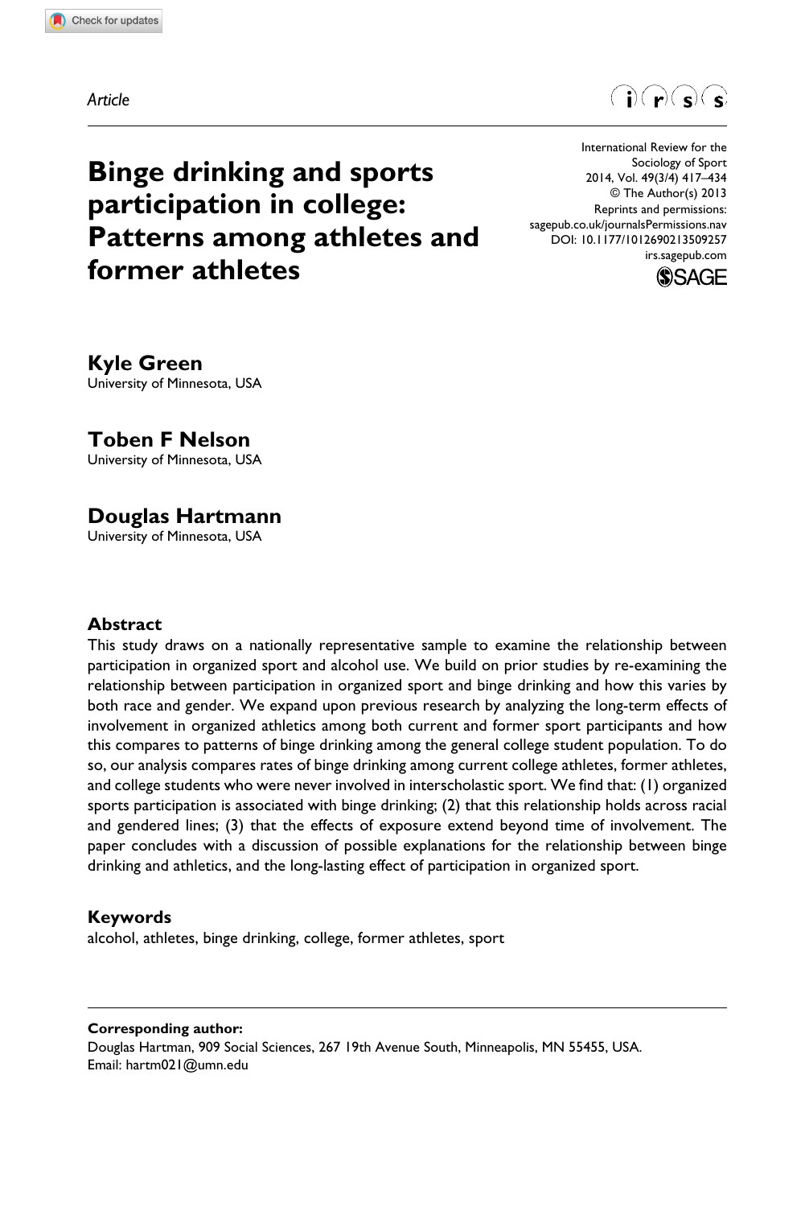*Article*

# Binge drinking and sports participation in college: Patterns among athletes and former athletes

International Review for the Sociology of Sport
2014, Vol. 49(3/4) 417–434
© The Author(s) 2013
Reprints and permissions:
sagepub.co.uk/journalsPermissions.nav
DOI: 10.1177/1012690213509257
irs.sagepub.com

**Kyle Green**
University of Minnesota, USA

**Toben F Nelson**
University of Minnesota, USA

**Douglas Hartmann**
University of Minnesota, USA

## Abstract

This study draws on a nationally representative sample to examine the relationship between participation in organized sport and alcohol use. We build on prior studies by re-examining the relationship between participation in organized sport and binge drinking and how this varies by both race and gender. We expand upon previous research by analyzing the long-term effects of involvement in organized athletics among both current and former sport participants and how this compares to patterns of binge drinking among the general college student population. To do so, our analysis compares rates of binge drinking among current college athletes, former athletes, and college students who were never involved in interscholastic sport. We find that: (1) organized sports participation is associated with binge drinking; (2) that this relationship holds across racial and gendered lines; (3) that the effects of exposure extend beyond time of involvement. The paper concludes with a discussion of possible explanations for the relationship between binge drinking and athletics, and the long-lasting effect of participation in organized sport.

## Keywords

alcohol, athletes, binge drinking, college, former athletes, sport

**Corresponding author:**
Douglas Hartman, 909 Social Sciences, 267 19th Avenue South, Minneapolis, MN 55455, USA.
Email: hartm021@umn.edu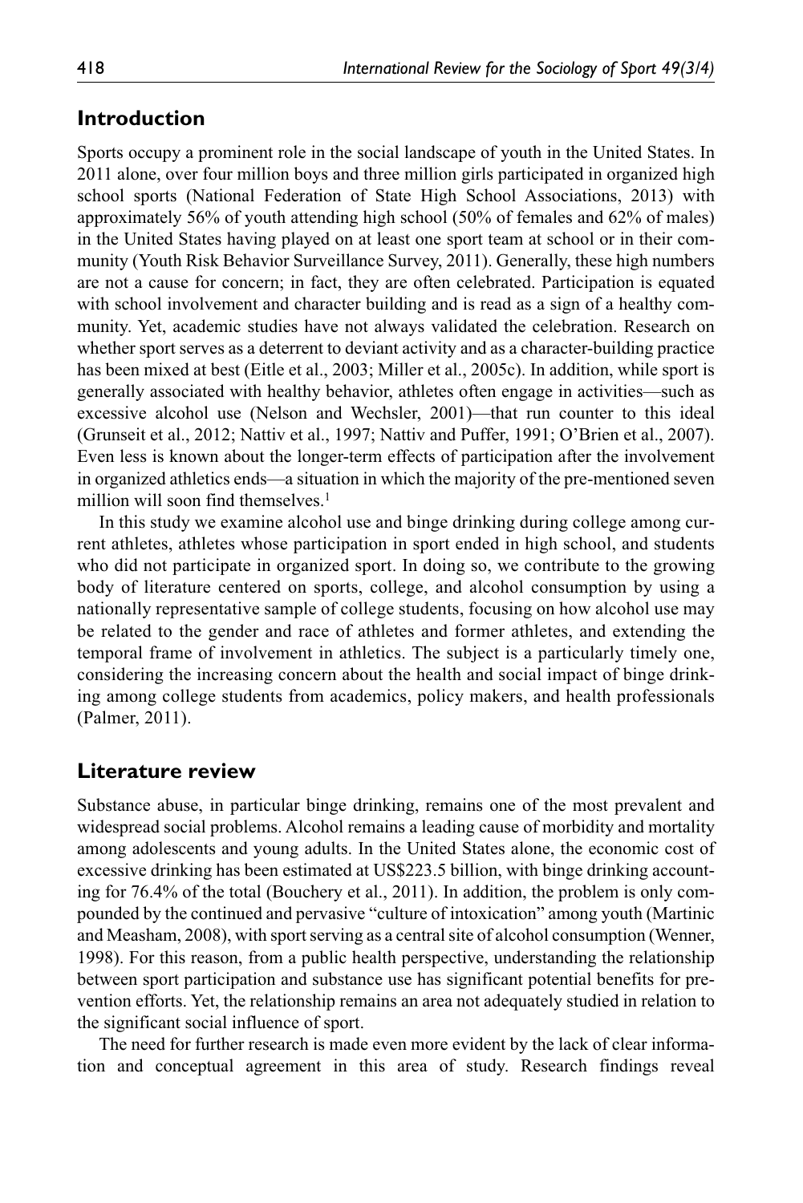## Introduction

Sports occupy a prominent role in the social landscape of youth in the United States. In 2011 alone, over four million boys and three million girls participated in organized high school sports (National Federation of State High School Associations, 2013) with approximately 56% of youth attending high school (50% of females and 62% of males) in the United States having played on at least one sport team at school or in their community (Youth Risk Behavior Surveillance Survey, 2011). Generally, these high numbers are not a cause for concern; in fact, they are often celebrated. Participation is equated with school involvement and character building and is read as a sign of a healthy community. Yet, academic studies have not always validated the celebration. Research on whether sport serves as a deterrent to deviant activity and as a character-building practice has been mixed at best (Eitle et al., 2003; Miller et al., 2005c). In addition, while sport is generally associated with healthy behavior, athletes often engage in activities—such as excessive alcohol use (Nelson and Wechsler, 2001)—that run counter to this ideal (Grunseit et al., 2012; Nattiv et al., 1997; Nattiv and Puffer, 1991; O'Brien et al., 2007). Even less is known about the longer-term effects of participation after the involvement in organized athletics ends—a situation in which the majority of the pre-mentioned seven million will soon find themselves.[1]

In this study we examine alcohol use and binge drinking during college among current athletes, athletes whose participation in sport ended in high school, and students who did not participate in organized sport. In doing so, we contribute to the growing body of literature centered on sports, college, and alcohol consumption by using a nationally representative sample of college students, focusing on how alcohol use may be related to the gender and race of athletes and former athletes, and extending the temporal frame of involvement in athletics. The subject is a particularly timely one, considering the increasing concern about the health and social impact of binge drinking among college students from academics, policy makers, and health professionals (Palmer, 2011).

## Literature review

Substance abuse, in particular binge drinking, remains one of the most prevalent and widespread social problems. Alcohol remains a leading cause of morbidity and mortality among adolescents and young adults. In the United States alone, the economic cost of excessive drinking has been estimated at US$223.5 billion, with binge drinking accounting for 76.4% of the total (Bouchery et al., 2011). In addition, the problem is only compounded by the continued and pervasive "culture of intoxication" among youth (Martinic and Measham, 2008), with sport serving as a central site of alcohol consumption (Wenner, 1998). For this reason, from a public health perspective, understanding the relationship between sport participation and substance use has significant potential benefits for prevention efforts. Yet, the relationship remains an area not adequately studied in relation to the significant social influence of sport.

The need for further research is made even more evident by the lack of clear information and conceptual agreement in this area of study. Research findings reveal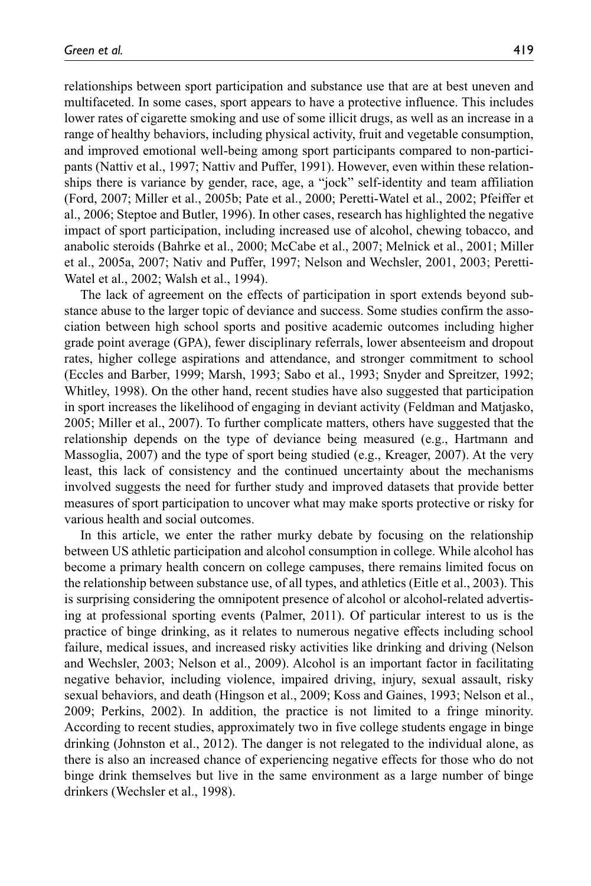relationships between sport participation and substance use that are at best uneven and multifaceted. In some cases, sport appears to have a protective influence. This includes lower rates of cigarette smoking and use of some illicit drugs, as well as an increase in a range of healthy behaviors, including physical activity, fruit and vegetable consumption, and improved emotional well-being among sport participants compared to non-participants (Nattiv et al., 1997; Nattiv and Puffer, 1991). However, even within these relationships there is variance by gender, race, age, a "jock" self-identity and team affiliation (Ford, 2007; Miller et al., 2005b; Pate et al., 2000; Peretti-Watel et al., 2002; Pfeiffer et al., 2006; Steptoe and Butler, 1996). In other cases, research has highlighted the negative impact of sport participation, including increased use of alcohol, chewing tobacco, and anabolic steroids (Bahrke et al., 2000; McCabe et al., 2007; Melnick et al., 2001; Miller et al., 2005a, 2007; Nativ and Puffer, 1997; Nelson and Wechsler, 2001, 2003; Peretti-Watel et al., 2002; Walsh et al., 1994).

The lack of agreement on the effects of participation in sport extends beyond substance abuse to the larger topic of deviance and success. Some studies confirm the association between high school sports and positive academic outcomes including higher grade point average (GPA), fewer disciplinary referrals, lower absenteeism and dropout rates, higher college aspirations and attendance, and stronger commitment to school (Eccles and Barber, 1999; Marsh, 1993; Sabo et al., 1993; Snyder and Spreitzer, 1992; Whitley, 1998). On the other hand, recent studies have also suggested that participation in sport increases the likelihood of engaging in deviant activity (Feldman and Matjasko, 2005; Miller et al., 2007). To further complicate matters, others have suggested that the relationship depends on the type of deviance being measured (e.g., Hartmann and Massoglia, 2007) and the type of sport being studied (e.g., Kreager, 2007). At the very least, this lack of consistency and the continued uncertainty about the mechanisms involved suggests the need for further study and improved datasets that provide better measures of sport participation to uncover what may make sports protective or risky for various health and social outcomes.

In this article, we enter the rather murky debate by focusing on the relationship between US athletic participation and alcohol consumption in college. While alcohol has become a primary health concern on college campuses, there remains limited focus on the relationship between substance use, of all types, and athletics (Eitle et al., 2003). This is surprising considering the omnipotent presence of alcohol or alcohol-related advertising at professional sporting events (Palmer, 2011). Of particular interest to us is the practice of binge drinking, as it relates to numerous negative effects including school failure, medical issues, and increased risky activities like drinking and driving (Nelson and Wechsler, 2003; Nelson et al., 2009). Alcohol is an important factor in facilitating negative behavior, including violence, impaired driving, injury, sexual assault, risky sexual behaviors, and death (Hingson et al., 2009; Koss and Gaines, 1993; Nelson et al., 2009; Perkins, 2002). In addition, the practice is not limited to a fringe minority. According to recent studies, approximately two in five college students engage in binge drinking (Johnston et al., 2012). The danger is not relegated to the individual alone, as there is also an increased chance of experiencing negative effects for those who do not binge drink themselves but live in the same environment as a large number of binge drinkers (Wechsler et al., 1998).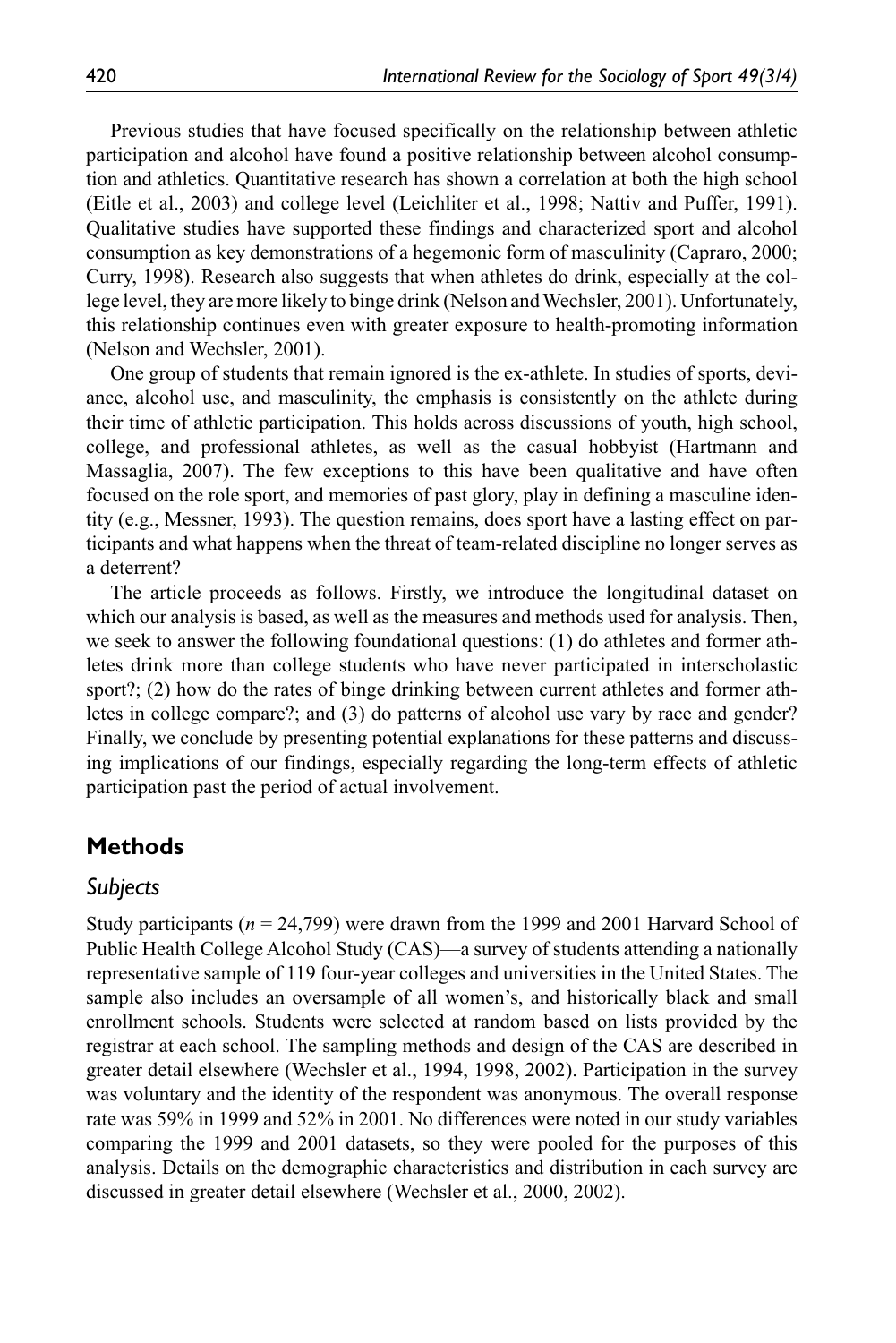Previous studies that have focused specifically on the relationship between athletic participation and alcohol have found a positive relationship between alcohol consumption and athletics. Quantitative research has shown a correlation at both the high school (Eitle et al., 2003) and college level (Leichliter et al., 1998; Nattiv and Puffer, 1991). Qualitative studies have supported these findings and characterized sport and alcohol consumption as key demonstrations of a hegemonic form of masculinity (Capraro, 2000; Curry, 1998). Research also suggests that when athletes do drink, especially at the college level, they are more likely to binge drink (Nelson and Wechsler, 2001). Unfortunately, this relationship continues even with greater exposure to health-promoting information (Nelson and Wechsler, 2001).

One group of students that remain ignored is the ex-athlete. In studies of sports, deviance, alcohol use, and masculinity, the emphasis is consistently on the athlete during their time of athletic participation. This holds across discussions of youth, high school, college, and professional athletes, as well as the casual hobbyist (Hartmann and Massaglia, 2007). The few exceptions to this have been qualitative and have often focused on the role sport, and memories of past glory, play in defining a masculine identity (e.g., Messner, 1993). The question remains, does sport have a lasting effect on participants and what happens when the threat of team-related discipline no longer serves as a deterrent?

The article proceeds as follows. Firstly, we introduce the longitudinal dataset on which our analysis is based, as well as the measures and methods used for analysis. Then, we seek to answer the following foundational questions: (1) do athletes and former athletes drink more than college students who have never participated in interscholastic sport?; (2) how do the rates of binge drinking between current athletes and former athletes in college compare?; and (3) do patterns of alcohol use vary by race and gender? Finally, we conclude by presenting potential explanations for these patterns and discussing implications of our findings, especially regarding the long-term effects of athletic participation past the period of actual involvement.

## Methods

### *Subjects*

Study participants ($n$ = 24,799) were drawn from the 1999 and 2001 Harvard School of Public Health College Alcohol Study (CAS)—a survey of students attending a nationally representative sample of 119 four-year colleges and universities in the United States. The sample also includes an oversample of all women's, and historically black and small enrollment schools. Students were selected at random based on lists provided by the registrar at each school. The sampling methods and design of the CAS are described in greater detail elsewhere (Wechsler et al., 1994, 1998, 2002). Participation in the survey was voluntary and the identity of the respondent was anonymous. The overall response rate was 59% in 1999 and 52% in 2001. No differences were noted in our study variables comparing the 1999 and 2001 datasets, so they were pooled for the purposes of this analysis. Details on the demographic characteristics and distribution in each survey are discussed in greater detail elsewhere (Wechsler et al., 2000, 2002).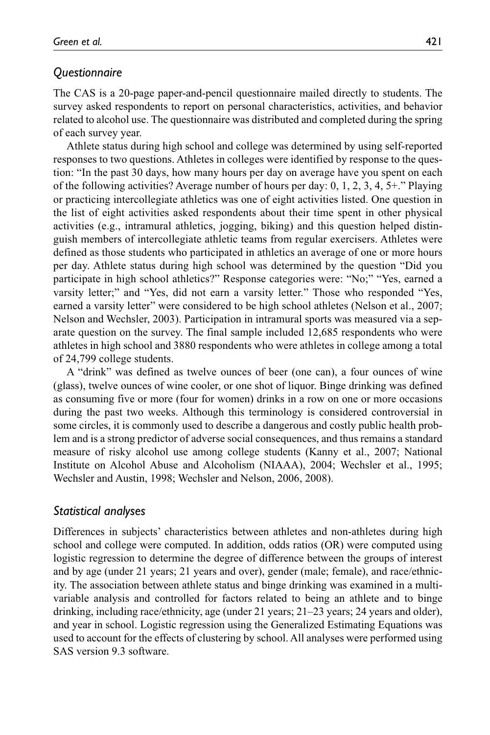### *Questionnaire*

The CAS is a 20-page paper-and-pencil questionnaire mailed directly to students. The survey asked respondents to report on personal characteristics, activities, and behavior related to alcohol use. The questionnaire was distributed and completed during the spring of each survey year.

Athlete status during high school and college was determined by using self-reported responses to two questions. Athletes in colleges were identified by response to the question: "In the past 30 days, how many hours per day on average have you spent on each of the following activities? Average number of hours per day: 0, 1, 2, 3, 4, 5+." Playing or practicing intercollegiate athletics was one of eight activities listed. One question in the list of eight activities asked respondents about their time spent in other physical activities (e.g., intramural athletics, jogging, biking) and this question helped distinguish members of intercollegiate athletic teams from regular exercisers. Athletes were defined as those students who participated in athletics an average of one or more hours per day. Athlete status during high school was determined by the question "Did you participate in high school athletics?" Response categories were: "No;" "Yes, earned a varsity letter;" and "Yes, did not earn a varsity letter." Those who responded "Yes, earned a varsity letter" were considered to be high school athletes (Nelson et al., 2007; Nelson and Wechsler, 2003). Participation in intramural sports was measured via a separate question on the survey. The final sample included 12,685 respondents who were athletes in high school and 3880 respondents who were athletes in college among a total of 24,799 college students.

A "drink" was defined as twelve ounces of beer (one can), a four ounces of wine (glass), twelve ounces of wine cooler, or one shot of liquor. Binge drinking was defined as consuming five or more (four for women) drinks in a row on one or more occasions during the past two weeks. Although this terminology is considered controversial in some circles, it is commonly used to describe a dangerous and costly public health problem and is a strong predictor of adverse social consequences, and thus remains a standard measure of risky alcohol use among college students (Kanny et al., 2007; National Institute on Alcohol Abuse and Alcoholism (NIAAA), 2004; Wechsler et al., 1995; Wechsler and Austin, 1998; Wechsler and Nelson, 2006, 2008).

### *Statistical analyses*

Differences in subjects' characteristics between athletes and non-athletes during high school and college were computed. In addition, odds ratios (OR) were computed using logistic regression to determine the degree of difference between the groups of interest and by age (under 21 years; 21 years and over), gender (male; female), and race/ethnicity. The association between athlete status and binge drinking was examined in a multivariable analysis and controlled for factors related to being an athlete and to binge drinking, including race/ethnicity, age (under 21 years; 21–23 years; 24 years and older), and year in school. Logistic regression using the Generalized Estimating Equations was used to account for the effects of clustering by school. All analyses were performed using SAS version 9.3 software.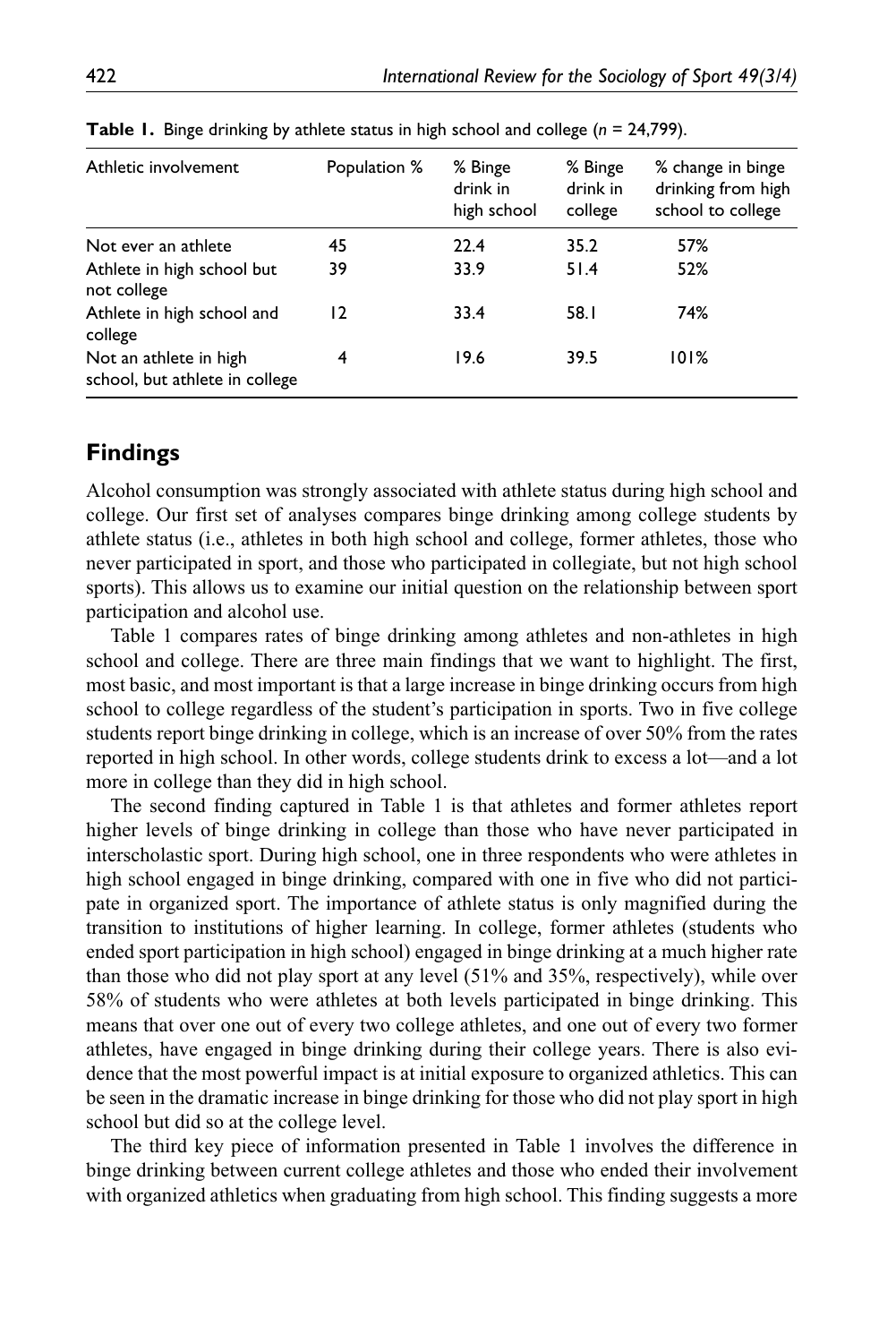**Table 1.** Binge drinking by athlete status in high school and college ($n$ = 24,799).

| Athletic involvement | Population % | % Binge drink in high school | % Binge drink in college | % change in binge drinking from high school to college |
|---|---|---|---|---|
| Not ever an athlete | 45 | 22.4 | 35.2 | 57% |
| Athlete in high school but not college | 39 | 33.9 | 51.4 | 52% |
| Athlete in high school and college | 12 | 33.4 | 58.1 | 74% |
| Not an athlete in high school, but athlete in college | 4 | 19.6 | 39.5 | 101% |

## Findings

Alcohol consumption was strongly associated with athlete status during high school and college. Our first set of analyses compares binge drinking among college students by athlete status (i.e., athletes in both high school and college, former athletes, those who never participated in sport, and those who participated in collegiate, but not high school sports). This allows us to examine our initial question on the relationship between sport participation and alcohol use.

Table 1 compares rates of binge drinking among athletes and non-athletes in high school and college. There are three main findings that we want to highlight. The first, most basic, and most important is that a large increase in binge drinking occurs from high school to college regardless of the student's participation in sports. Two in five college students report binge drinking in college, which is an increase of over 50% from the rates reported in high school. In other words, college students drink to excess a lot—and a lot more in college than they did in high school.

The second finding captured in Table 1 is that athletes and former athletes report higher levels of binge drinking in college than those who have never participated in interscholastic sport. During high school, one in three respondents who were athletes in high school engaged in binge drinking, compared with one in five who did not participate in organized sport. The importance of athlete status is only magnified during the transition to institutions of higher learning. In college, former athletes (students who ended sport participation in high school) engaged in binge drinking at a much higher rate than those who did not play sport at any level (51% and 35%, respectively), while over 58% of students who were athletes at both levels participated in binge drinking. This means that over one out of every two college athletes, and one out of every two former athletes, have engaged in binge drinking during their college years. There is also evidence that the most powerful impact is at initial exposure to organized athletics. This can be seen in the dramatic increase in binge drinking for those who did not play sport in high school but did so at the college level.

The third key piece of information presented in Table 1 involves the difference in binge drinking between current college athletes and those who ended their involvement with organized athletics when graduating from high school. This finding suggests a more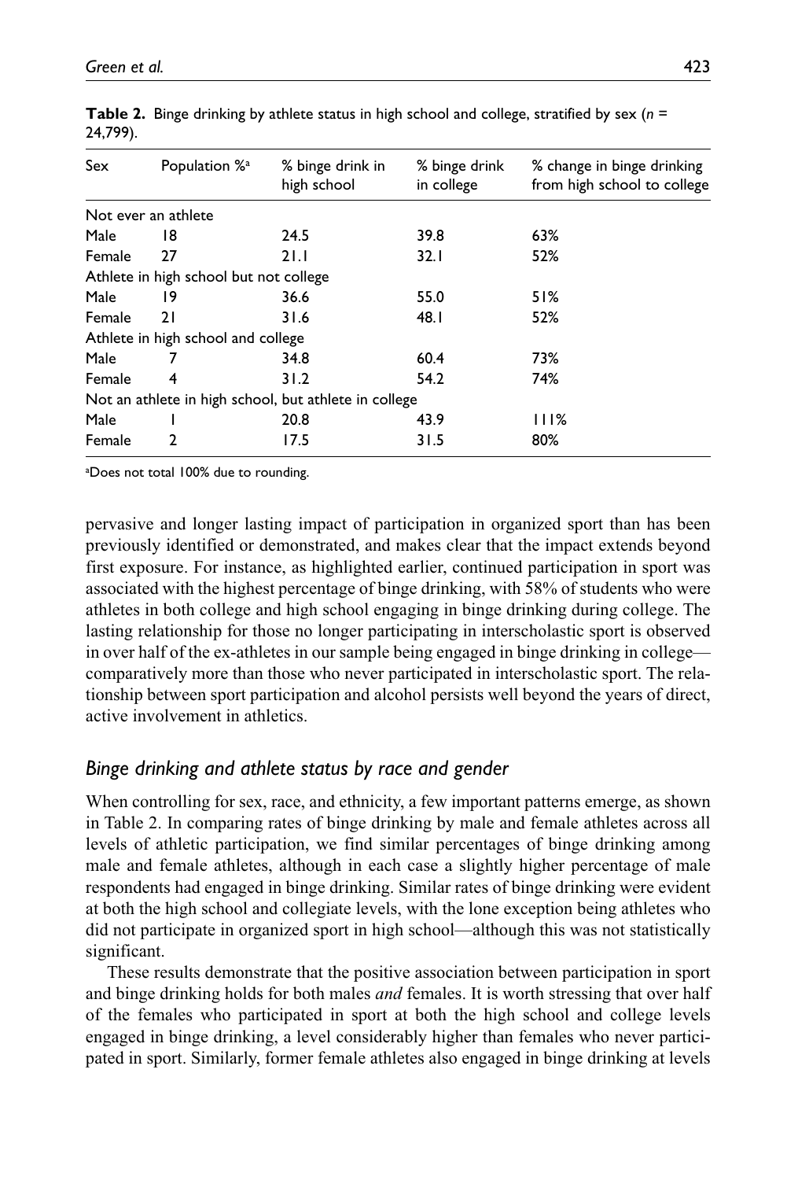**Table 2.** Binge drinking by athlete status in high school and college, stratified by sex ($n$ = 24,799).

| Sex | Population %[a] | % binge drink in high school | % binge drink in college | % change in binge drinking from high school to college |
|---|---|---|---|---|
| Not ever an athlete | | | | |
| Male | 18 | 24.5 | 39.8 | 63% |
| Female | 27 | 21.1 | 32.1 | 52% |
| Athlete in high school but not college | | | | |
| Male | 19 | 36.6 | 55.0 | 51% |
| Female | 21 | 31.6 | 48.1 | 52% |
| Athlete in high school and college | | | | |
| Male | 7 | 34.8 | 60.4 | 73% |
| Female | 4 | 31.2 | 54.2 | 74% |
| Not an athlete in high school, but athlete in college | | | | |
| Male | 1 | 20.8 | 43.9 | 111% |
| Female | 2 | 17.5 | 31.5 | 80% |

[a]Does not total 100% due to rounding.

pervasive and longer lasting impact of participation in organized sport than has been previously identified or demonstrated, and makes clear that the impact extends beyond first exposure. For instance, as highlighted earlier, continued participation in sport was associated with the highest percentage of binge drinking, with 58% of students who were athletes in both college and high school engaging in binge drinking during college. The lasting relationship for those no longer participating in interscholastic sport is observed in over half of the ex-athletes in our sample being engaged in binge drinking in college—comparatively more than those who never participated in interscholastic sport. The relationship between sport participation and alcohol persists well beyond the years of direct, active involvement in athletics.

### *Binge drinking and athlete status by race and gender*

When controlling for sex, race, and ethnicity, a few important patterns emerge, as shown in Table 2. In comparing rates of binge drinking by male and female athletes across all levels of athletic participation, we find similar percentages of binge drinking among male and female athletes, although in each case a slightly higher percentage of male respondents had engaged in binge drinking. Similar rates of binge drinking were evident at both the high school and collegiate levels, with the lone exception being athletes who did not participate in organized sport in high school—although this was not statistically significant.

These results demonstrate that the positive association between participation in sport and binge drinking holds for both males *and* females. It is worth stressing that over half of the females who participated in sport at both the high school and college levels engaged in binge drinking, a level considerably higher than females who never participated in sport. Similarly, former female athletes also engaged in binge drinking at levels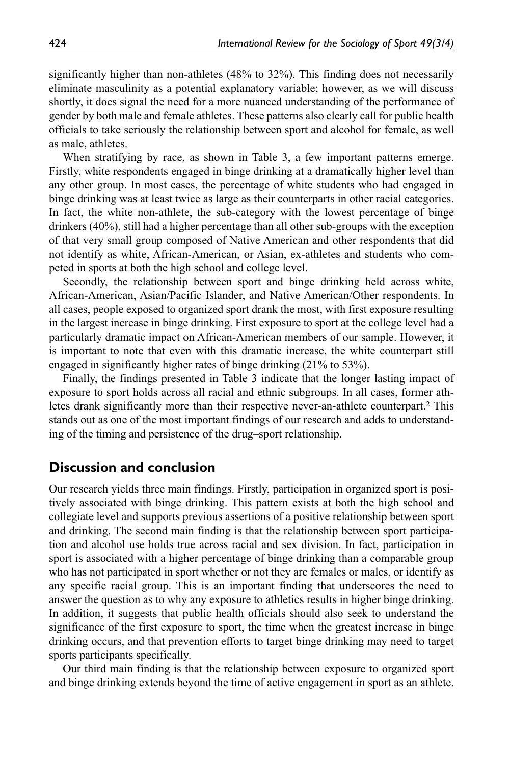significantly higher than non-athletes (48% to 32%). This finding does not necessarily eliminate masculinity as a potential explanatory variable; however, as we will discuss shortly, it does signal the need for a more nuanced understanding of the performance of gender by both male and female athletes. These patterns also clearly call for public health officials to take seriously the relationship between sport and alcohol for female, as well as male, athletes.

When stratifying by race, as shown in Table 3, a few important patterns emerge. Firstly, white respondents engaged in binge drinking at a dramatically higher level than any other group. In most cases, the percentage of white students who had engaged in binge drinking was at least twice as large as their counterparts in other racial categories. In fact, the white non-athlete, the sub-category with the lowest percentage of binge drinkers (40%), still had a higher percentage than all other sub-groups with the exception of that very small group composed of Native American and other respondents that did not identify as white, African-American, or Asian, ex-athletes and students who competed in sports at both the high school and college level.

Secondly, the relationship between sport and binge drinking held across white, African-American, Asian/Pacific Islander, and Native American/Other respondents. In all cases, people exposed to organized sport drank the most, with first exposure resulting in the largest increase in binge drinking. First exposure to sport at the college level had a particularly dramatic impact on African-American members of our sample. However, it is important to note that even with this dramatic increase, the white counterpart still engaged in significantly higher rates of binge drinking (21% to 53%).

Finally, the findings presented in Table 3 indicate that the longer lasting impact of exposure to sport holds across all racial and ethnic subgroups. In all cases, former athletes drank significantly more than their respective never-an-athlete counterpart.[2] This stands out as one of the most important findings of our research and adds to understanding of the timing and persistence of the drug–sport relationship.

## Discussion and conclusion

Our research yields three main findings. Firstly, participation in organized sport is positively associated with binge drinking. This pattern exists at both the high school and collegiate level and supports previous assertions of a positive relationship between sport and drinking. The second main finding is that the relationship between sport participation and alcohol use holds true across racial and sex division. In fact, participation in sport is associated with a higher percentage of binge drinking than a comparable group who has not participated in sport whether or not they are females or males, or identify as any specific racial group. This is an important finding that underscores the need to answer the question as to why any exposure to athletics results in higher binge drinking. In addition, it suggests that public health officials should also seek to understand the significance of the first exposure to sport, the time when the greatest increase in binge drinking occurs, and that prevention efforts to target binge drinking may need to target sports participants specifically.

Our third main finding is that the relationship between exposure to organized sport and binge drinking extends beyond the time of active engagement in sport as an athlete.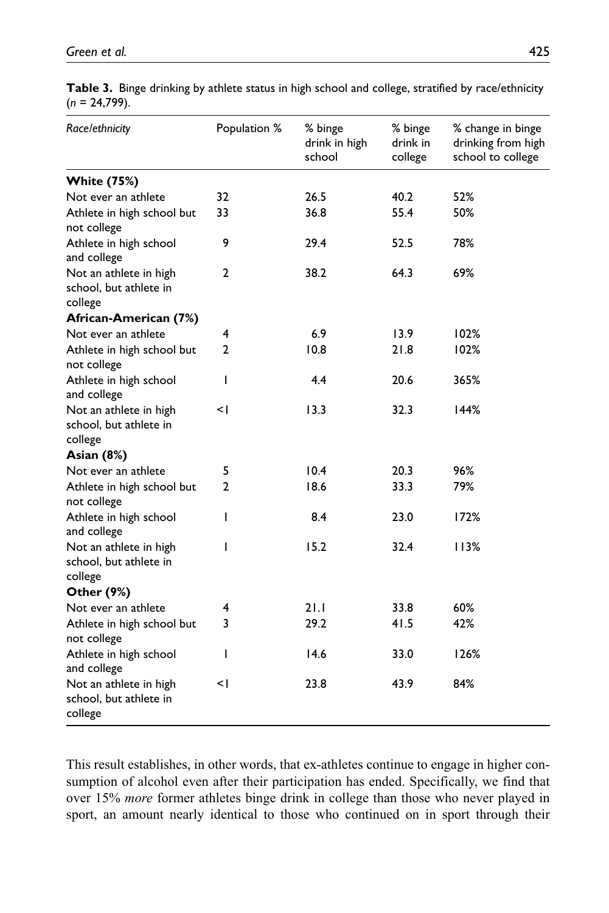**Table 3.** Binge drinking by athlete status in high school and college, stratified by race/ethnicity ($n$ = 24,799).

| *Race/ethnicity* | Population % | % binge drink in high school | % binge drink in college | % change in binge drinking from high school to college |
|---|---|---|---|---|
| **White (75%)** | | | | |
| Not ever an athlete | 32 | 26.5 | 40.2 | 52% |
| Athlete in high school but not college | 33 | 36.8 | 55.4 | 50% |
| Athlete in high school and college | 9 | 29.4 | 52.5 | 78% |
| Not an athlete in high school, but athlete in college | 2 | 38.2 | 64.3 | 69% |
| **African-American (7%)** | | | | |
| Not ever an athlete | 4 | 6.9 | 13.9 | 102% |
| Athlete in high school but not college | 2 | 10.8 | 21.8 | 102% |
| Athlete in high school and college | 1 | 4.4 | 20.6 | 365% |
| Not an athlete in high school, but athlete in college | <1 | 13.3 | 32.3 | 144% |
| **Asian (8%)** | | | | |
| Not ever an athlete | 5 | 10.4 | 20.3 | 96% |
| Athlete in high school but not college | 2 | 18.6 | 33.3 | 79% |
| Athlete in high school and college | 1 | 8.4 | 23.0 | 172% |
| Not an athlete in high school, but athlete in college | 1 | 15.2 | 32.4 | 113% |
| **Other (9%)** | | | | |
| Not ever an athlete | 4 | 21.1 | 33.8 | 60% |
| Athlete in high school but not college | 3 | 29.2 | 41.5 | 42% |
| Athlete in high school and college | 1 | 14.6 | 33.0 | 126% |
| Not an athlete in high school, but athlete in college | <1 | 23.8 | 43.9 | 84% |

This result establishes, in other words, that ex-athletes continue to engage in higher consumption of alcohol even after their participation has ended. Specifically, we find that over 15% *more* former athletes binge drink in college than those who never played in sport, an amount nearly identical to those who continued on in sport through their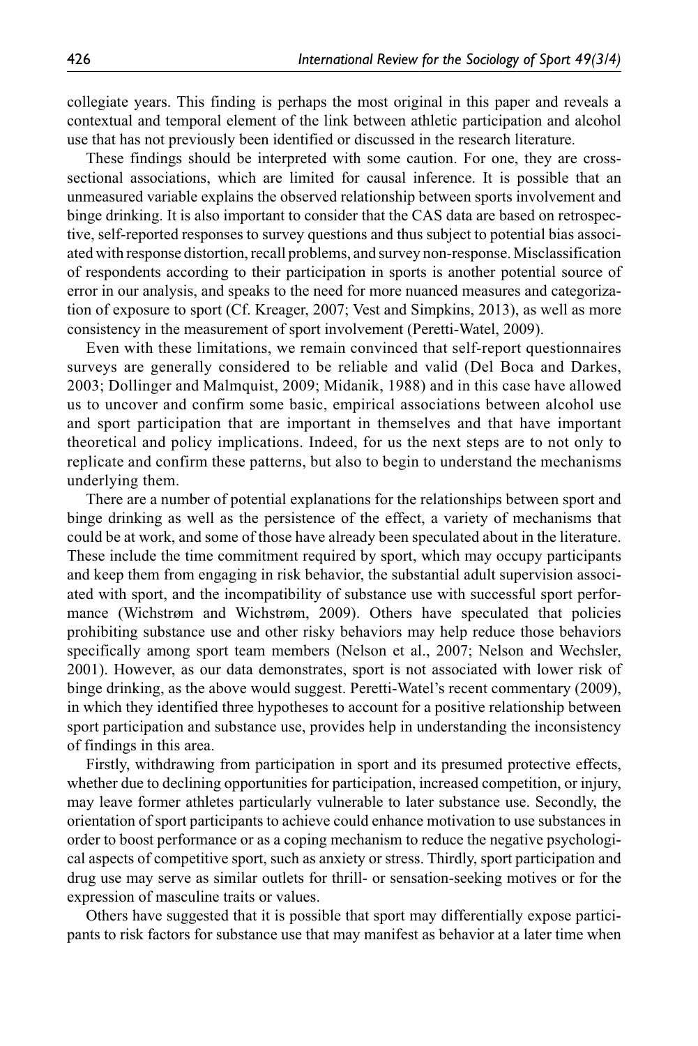collegiate years. This finding is perhaps the most original in this paper and reveals a contextual and temporal element of the link between athletic participation and alcohol use that has not previously been identified or discussed in the research literature.

These findings should be interpreted with some caution. For one, they are cross-sectional associations, which are limited for causal inference. It is possible that an unmeasured variable explains the observed relationship between sports involvement and binge drinking. It is also important to consider that the CAS data are based on retrospective, self-reported responses to survey questions and thus subject to potential bias associated with response distortion, recall problems, and survey non-response. Misclassification of respondents according to their participation in sports is another potential source of error in our analysis, and speaks to the need for more nuanced measures and categorization of exposure to sport (Cf. Kreager, 2007; Vest and Simpkins, 2013), as well as more consistency in the measurement of sport involvement (Peretti-Watel, 2009).

Even with these limitations, we remain convinced that self-report questionnaires surveys are generally considered to be reliable and valid (Del Boca and Darkes, 2003; Dollinger and Malmquist, 2009; Midanik, 1988) and in this case have allowed us to uncover and confirm some basic, empirical associations between alcohol use and sport participation that are important in themselves and that have important theoretical and policy implications. Indeed, for us the next steps are to not only to replicate and confirm these patterns, but also to begin to understand the mechanisms underlying them.

There are a number of potential explanations for the relationships between sport and binge drinking as well as the persistence of the effect, a variety of mechanisms that could be at work, and some of those have already been speculated about in the literature. These include the time commitment required by sport, which may occupy participants and keep them from engaging in risk behavior, the substantial adult supervision associated with sport, and the incompatibility of substance use with successful sport performance (Wichstrøm and Wichstrøm, 2009). Others have speculated that policies prohibiting substance use and other risky behaviors may help reduce those behaviors specifically among sport team members (Nelson et al., 2007; Nelson and Wechsler, 2001). However, as our data demonstrates, sport is not associated with lower risk of binge drinking, as the above would suggest. Peretti-Watel's recent commentary (2009), in which they identified three hypotheses to account for a positive relationship between sport participation and substance use, provides help in understanding the inconsistency of findings in this area.

Firstly, withdrawing from participation in sport and its presumed protective effects, whether due to declining opportunities for participation, increased competition, or injury, may leave former athletes particularly vulnerable to later substance use. Secondly, the orientation of sport participants to achieve could enhance motivation to use substances in order to boost performance or as a coping mechanism to reduce the negative psychological aspects of competitive sport, such as anxiety or stress. Thirdly, sport participation and drug use may serve as similar outlets for thrill- or sensation-seeking motives or for the expression of masculine traits or values.

Others have suggested that it is possible that sport may differentially expose participants to risk factors for substance use that may manifest as behavior at a later time when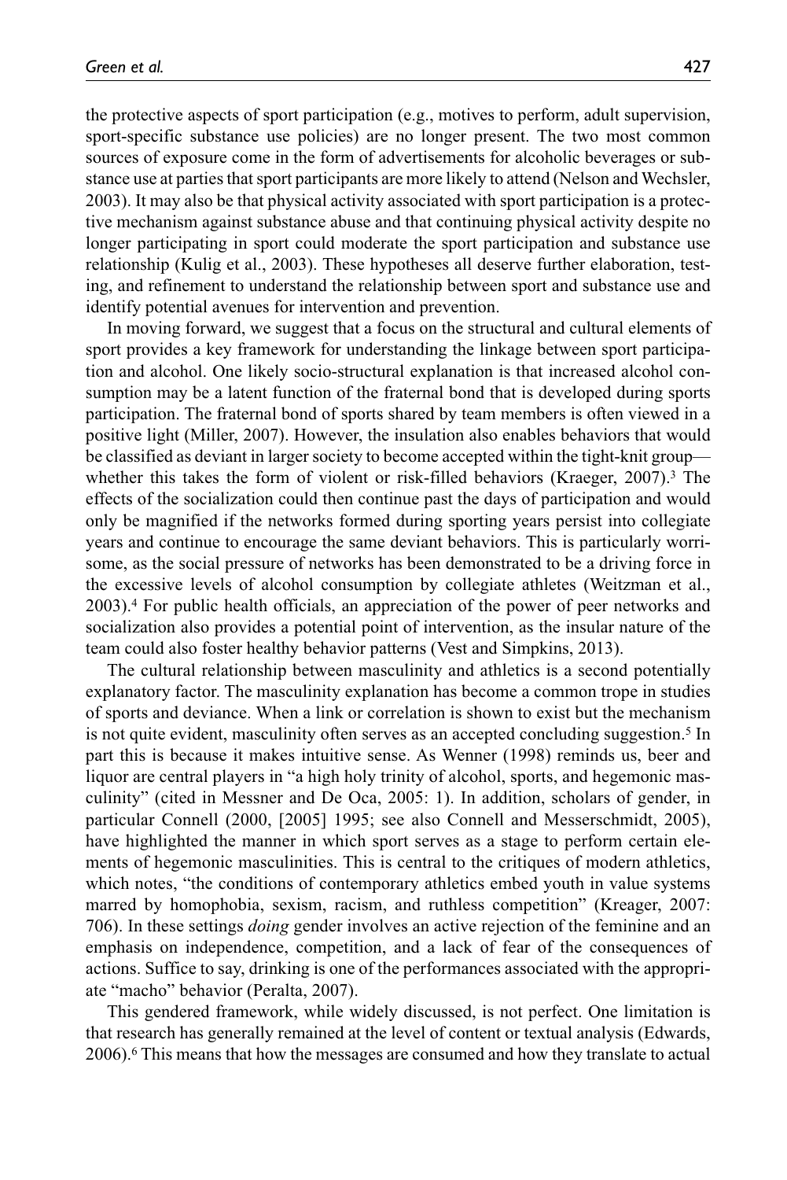the protective aspects of sport participation (e.g., motives to perform, adult supervision, sport-specific substance use policies) are no longer present. The two most common sources of exposure come in the form of advertisements for alcoholic beverages or substance use at parties that sport participants are more likely to attend (Nelson and Wechsler, 2003). It may also be that physical activity associated with sport participation is a protective mechanism against substance abuse and that continuing physical activity despite no longer participating in sport could moderate the sport participation and substance use relationship (Kulig et al., 2003). These hypotheses all deserve further elaboration, testing, and refinement to understand the relationship between sport and substance use and identify potential avenues for intervention and prevention.

In moving forward, we suggest that a focus on the structural and cultural elements of sport provides a key framework for understanding the linkage between sport participation and alcohol. One likely socio-structural explanation is that increased alcohol consumption may be a latent function of the fraternal bond that is developed during sports participation. The fraternal bond of sports shared by team members is often viewed in a positive light (Miller, 2007). However, the insulation also enables behaviors that would be classified as deviant in larger society to become accepted within the tight-knit group—whether this takes the form of violent or risk-filled behaviors (Kraeger, 2007).[3] The effects of the socialization could then continue past the days of participation and would only be magnified if the networks formed during sporting years persist into collegiate years and continue to encourage the same deviant behaviors. This is particularly worrisome, as the social pressure of networks has been demonstrated to be a driving force in the excessive levels of alcohol consumption by collegiate athletes (Weitzman et al., 2003).[4] For public health officials, an appreciation of the power of peer networks and socialization also provides a potential point of intervention, as the insular nature of the team could also foster healthy behavior patterns (Vest and Simpkins, 2013).

The cultural relationship between masculinity and athletics is a second potentially explanatory factor. The masculinity explanation has become a common trope in studies of sports and deviance. When a link or correlation is shown to exist but the mechanism is not quite evident, masculinity often serves as an accepted concluding suggestion.[5] In part this is because it makes intuitive sense. As Wenner (1998) reminds us, beer and liquor are central players in "a high holy trinity of alcohol, sports, and hegemonic masculinity" (cited in Messner and De Oca, 2005: 1). In addition, scholars of gender, in particular Connell (2000, [2005] 1995; see also Connell and Messerschmidt, 2005), have highlighted the manner in which sport serves as a stage to perform certain elements of hegemonic masculinities. This is central to the critiques of modern athletics, which notes, "the conditions of contemporary athletics embed youth in value systems marred by homophobia, sexism, racism, and ruthless competition" (Kreager, 2007: 706). In these settings *doing* gender involves an active rejection of the feminine and an emphasis on independence, competition, and a lack of fear of the consequences of actions. Suffice to say, drinking is one of the performances associated with the appropriate "macho" behavior (Peralta, 2007).

This gendered framework, while widely discussed, is not perfect. One limitation is that research has generally remained at the level of content or textual analysis (Edwards, 2006).[6] This means that how the messages are consumed and how they translate to actual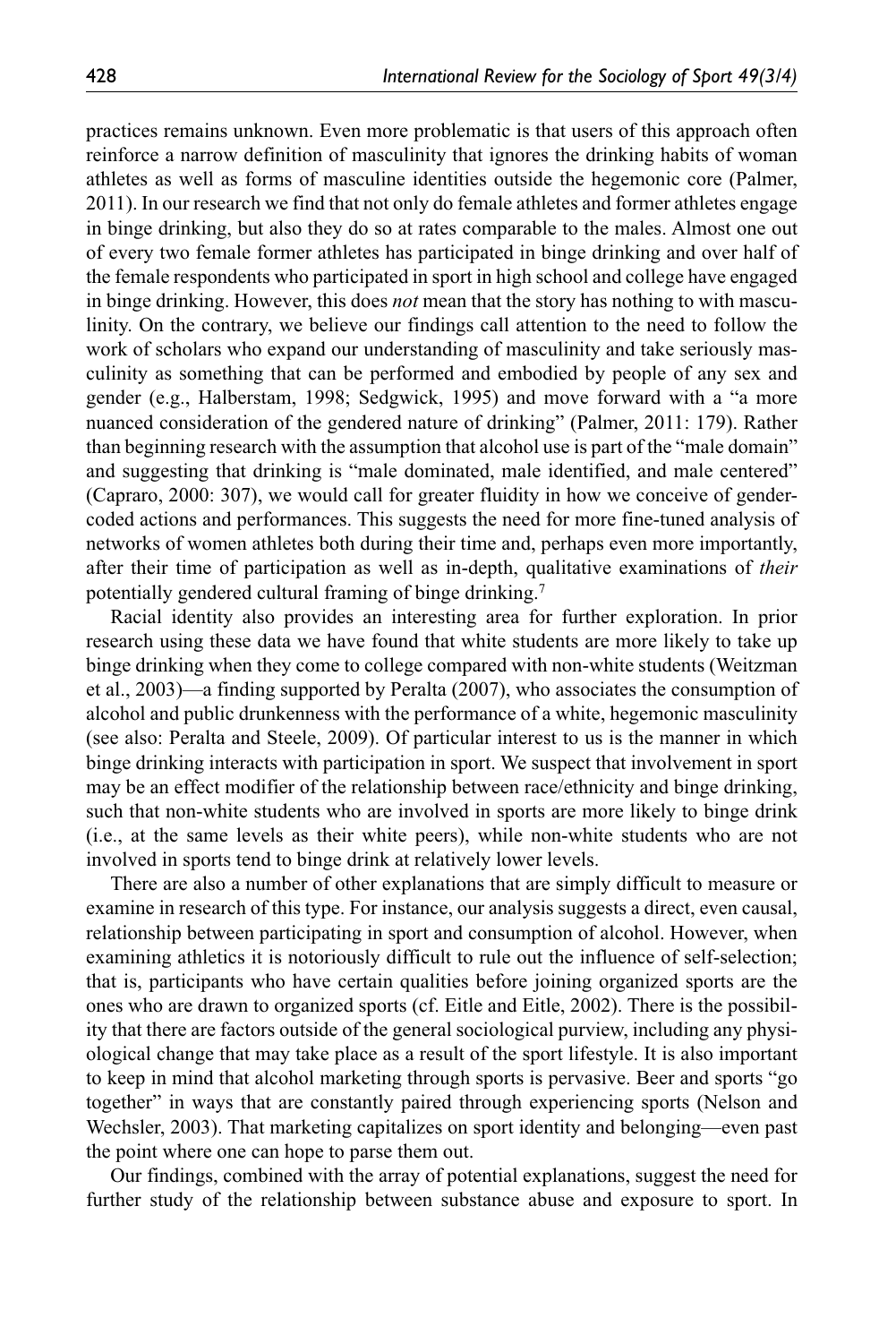practices remains unknown. Even more problematic is that users of this approach often reinforce a narrow definition of masculinity that ignores the drinking habits of woman athletes as well as forms of masculine identities outside the hegemonic core (Palmer, 2011). In our research we find that not only do female athletes and former athletes engage in binge drinking, but also they do so at rates comparable to the males. Almost one out of every two female former athletes has participated in binge drinking and over half of the female respondents who participated in sport in high school and college have engaged in binge drinking. However, this does *not* mean that the story has nothing to with masculinity. On the contrary, we believe our findings call attention to the need to follow the work of scholars who expand our understanding of masculinity and take seriously masculinity as something that can be performed and embodied by people of any sex and gender (e.g., Halberstam, 1998; Sedgwick, 1995) and move forward with a "a more nuanced consideration of the gendered nature of drinking" (Palmer, 2011: 179). Rather than beginning research with the assumption that alcohol use is part of the "male domain" and suggesting that drinking is "male dominated, male identified, and male centered" (Capraro, 2000: 307), we would call for greater fluidity in how we conceive of gender-coded actions and performances. This suggests the need for more fine-tuned analysis of networks of women athletes both during their time and, perhaps even more importantly, after their time of participation as well as in-depth, qualitative examinations of *their* potentially gendered cultural framing of binge drinking.[7]

Racial identity also provides an interesting area for further exploration. In prior research using these data we have found that white students are more likely to take up binge drinking when they come to college compared with non-white students (Weitzman et al., 2003)—a finding supported by Peralta (2007), who associates the consumption of alcohol and public drunkenness with the performance of a white, hegemonic masculinity (see also: Peralta and Steele, 2009). Of particular interest to us is the manner in which binge drinking interacts with participation in sport. We suspect that involvement in sport may be an effect modifier of the relationship between race/ethnicity and binge drinking, such that non-white students who are involved in sports are more likely to binge drink (i.e., at the same levels as their white peers), while non-white students who are not involved in sports tend to binge drink at relatively lower levels.

There are also a number of other explanations that are simply difficult to measure or examine in research of this type. For instance, our analysis suggests a direct, even causal, relationship between participating in sport and consumption of alcohol. However, when examining athletics it is notoriously difficult to rule out the influence of self-selection; that is, participants who have certain qualities before joining organized sports are the ones who are drawn to organized sports (cf. Eitle and Eitle, 2002). There is the possibility that there are factors outside of the general sociological purview, including any physiological change that may take place as a result of the sport lifestyle. It is also important to keep in mind that alcohol marketing through sports is pervasive. Beer and sports "go together" in ways that are constantly paired through experiencing sports (Nelson and Wechsler, 2003). That marketing capitalizes on sport identity and belonging—even past the point where one can hope to parse them out.

Our findings, combined with the array of potential explanations, suggest the need for further study of the relationship between substance abuse and exposure to sport. In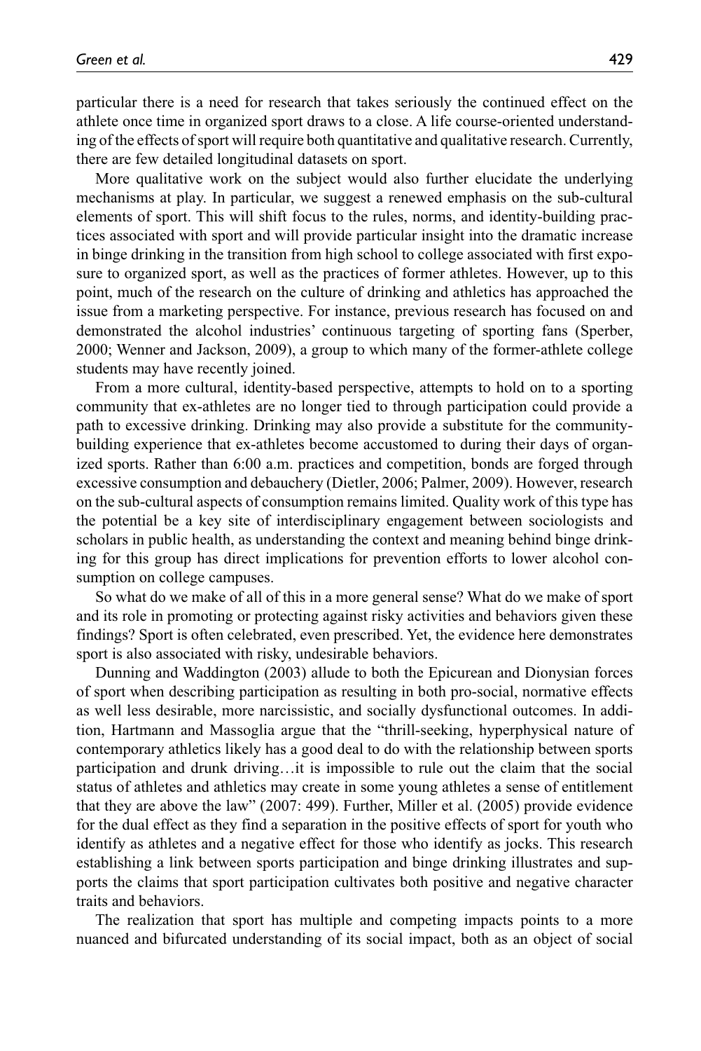particular there is a need for research that takes seriously the continued effect on the athlete once time in organized sport draws to a close. A life course-oriented understanding of the effects of sport will require both quantitative and qualitative research. Currently, there are few detailed longitudinal datasets on sport.

More qualitative work on the subject would also further elucidate the underlying mechanisms at play. In particular, we suggest a renewed emphasis on the sub-cultural elements of sport. This will shift focus to the rules, norms, and identity-building practices associated with sport and will provide particular insight into the dramatic increase in binge drinking in the transition from high school to college associated with first exposure to organized sport, as well as the practices of former athletes. However, up to this point, much of the research on the culture of drinking and athletics has approached the issue from a marketing perspective. For instance, previous research has focused on and demonstrated the alcohol industries' continuous targeting of sporting fans (Sperber, 2000; Wenner and Jackson, 2009), a group to which many of the former-athlete college students may have recently joined.

From a more cultural, identity-based perspective, attempts to hold on to a sporting community that ex-athletes are no longer tied to through participation could provide a path to excessive drinking. Drinking may also provide a substitute for the community-building experience that ex-athletes become accustomed to during their days of organized sports. Rather than 6:00 a.m. practices and competition, bonds are forged through excessive consumption and debauchery (Dietler, 2006; Palmer, 2009). However, research on the sub-cultural aspects of consumption remains limited. Quality work of this type has the potential be a key site of interdisciplinary engagement between sociologists and scholars in public health, as understanding the context and meaning behind binge drinking for this group has direct implications for prevention efforts to lower alcohol consumption on college campuses.

So what do we make of all of this in a more general sense? What do we make of sport and its role in promoting or protecting against risky activities and behaviors given these findings? Sport is often celebrated, even prescribed. Yet, the evidence here demonstrates sport is also associated with risky, undesirable behaviors.

Dunning and Waddington (2003) allude to both the Epicurean and Dionysian forces of sport when describing participation as resulting in both pro-social, normative effects as well less desirable, more narcissistic, and socially dysfunctional outcomes. In addition, Hartmann and Massoglia argue that the "thrill-seeking, hyperphysical nature of contemporary athletics likely has a good deal to do with the relationship between sports participation and drunk driving…it is impossible to rule out the claim that the social status of athletes and athletics may create in some young athletes a sense of entitlement that they are above the law" (2007: 499). Further, Miller et al. (2005) provide evidence for the dual effect as they find a separation in the positive effects of sport for youth who identify as athletes and a negative effect for those who identify as jocks. This research establishing a link between sports participation and binge drinking illustrates and supports the claims that sport participation cultivates both positive and negative character traits and behaviors.

The realization that sport has multiple and competing impacts points to a more nuanced and bifurcated understanding of its social impact, both as an object of social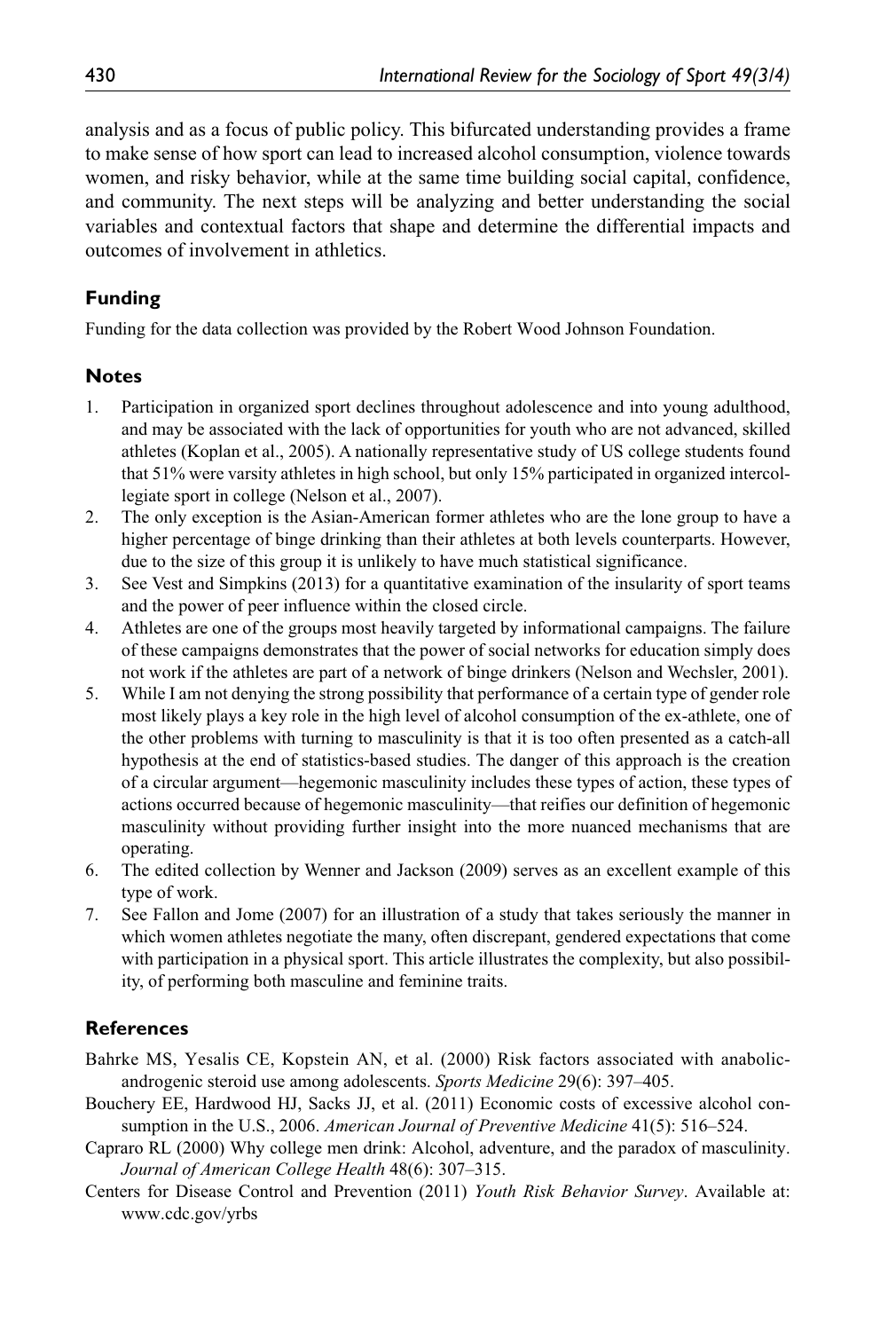analysis and as a focus of public policy. This bifurcated understanding provides a frame to make sense of how sport can lead to increased alcohol consumption, violence towards women, and risky behavior, while at the same time building social capital, confidence, and community. The next steps will be analyzing and better understanding the social variables and contextual factors that shape and determine the differential impacts and outcomes of involvement in athletics.

## Funding

Funding for the data collection was provided by the Robert Wood Johnson Foundation.

## Notes

1. Participation in organized sport declines throughout adolescence and into young adulthood, and may be associated with the lack of opportunities for youth who are not advanced, skilled athletes (Koplan et al., 2005). A nationally representative study of US college students found that 51% were varsity athletes in high school, but only 15% participated in organized intercollegiate sport in college (Nelson et al., 2007).
2. The only exception is the Asian-American former athletes who are the lone group to have a higher percentage of binge drinking than their athletes at both levels counterparts. However, due to the size of this group it is unlikely to have much statistical significance.
3. See Vest and Simpkins (2013) for a quantitative examination of the insularity of sport teams and the power of peer influence within the closed circle.
4. Athletes are one of the groups most heavily targeted by informational campaigns. The failure of these campaigns demonstrates that the power of social networks for education simply does not work if the athletes are part of a network of binge drinkers (Nelson and Wechsler, 2001).
5. While I am not denying the strong possibility that performance of a certain type of gender role most likely plays a key role in the high level of alcohol consumption of the ex-athlete, one of the other problems with turning to masculinity is that it is too often presented as a catch-all hypothesis at the end of statistics-based studies. The danger of this approach is the creation of a circular argument—hegemonic masculinity includes these types of action, these types of actions occurred because of hegemonic masculinity—that reifies our definition of hegemonic masculinity without providing further insight into the more nuanced mechanisms that are operating.
6. The edited collection by Wenner and Jackson (2009) serves as an excellent example of this type of work.
7. See Fallon and Jome (2007) for an illustration of a study that takes seriously the manner in which women athletes negotiate the many, often discrepant, gendered expectations that come with participation in a physical sport. This article illustrates the complexity, but also possibility, of performing both masculine and feminine traits.

## References

Bahrke MS, Yesalis CE, Kopstein AN, et al. (2000) Risk factors associated with anabolic-androgenic steroid use among adolescents. *Sports Medicine* 29(6): 397–405.

Bouchery EE, Hardwood HJ, Sacks JJ, et al. (2011) Economic costs of excessive alcohol consumption in the U.S., 2006. *American Journal of Preventive Medicine* 41(5): 516–524.

Capraro RL (2000) Why college men drink: Alcohol, adventure, and the paradox of masculinity. *Journal of American College Health* 48(6): 307–315.

Centers for Disease Control and Prevention (2011) *Youth Risk Behavior Survey*. Available at: www.cdc.gov/yrbs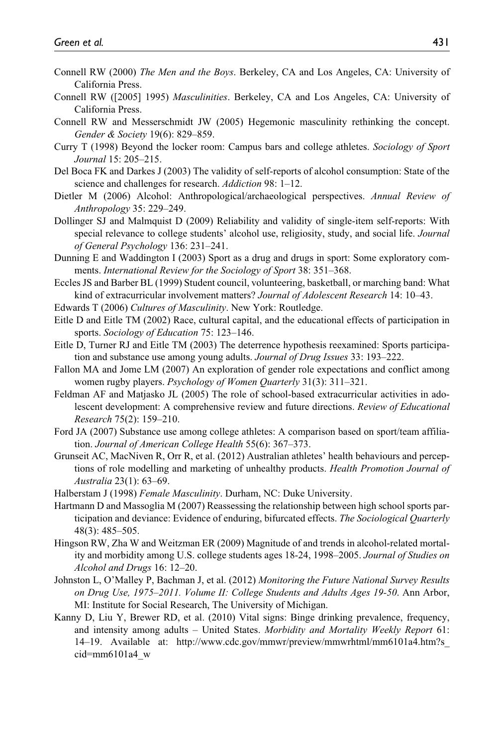Connell RW (2000) *The Men and the Boys*. Berkeley, CA and Los Angeles, CA: University of California Press.

Connell RW ([2005] 1995) *Masculinities*. Berkeley, CA and Los Angeles, CA: University of California Press.

Connell RW and Messerschmidt JW (2005) Hegemonic masculinity rethinking the concept. *Gender & Society* 19(6): 829–859.

Curry T (1998) Beyond the locker room: Campus bars and college athletes. *Sociology of Sport Journal* 15: 205–215.

Del Boca FK and Darkes J (2003) The validity of self-reports of alcohol consumption: State of the science and challenges for research. *Addiction* 98: 1–12.

Dietler M (2006) Alcohol: Anthropological/archaeological perspectives. *Annual Review of Anthropology* 35: 229–249.

Dollinger SJ and Malmquist D (2009) Reliability and validity of single-item self-reports: With special relevance to college students' alcohol use, religiosity, study, and social life. *Journal of General Psychology* 136: 231–241.

Dunning E and Waddington I (2003) Sport as a drug and drugs in sport: Some exploratory comments. *International Review for the Sociology of Sport* 38: 351–368.

Eccles JS and Barber BL (1999) Student council, volunteering, basketball, or marching band: What kind of extracurricular involvement matters? *Journal of Adolescent Research* 14: 10–43.

Edwards T (2006) *Cultures of Masculinity*. New York: Routledge.

Eitle D and Eitle TM (2002) Race, cultural capital, and the educational effects of participation in sports. *Sociology of Education* 75: 123–146.

Eitle D, Turner RJ and Eitle TM (2003) The deterrence hypothesis reexamined: Sports participation and substance use among young adults. *Journal of Drug Issues* 33: 193–222.

Fallon MA and Jome LM (2007) An exploration of gender role expectations and conflict among women rugby players. *Psychology of Women Quarterly* 31(3): 311–321.

Feldman AF and Matjasko JL (2005) The role of school-based extracurricular activities in adolescent development: A comprehensive review and future directions. *Review of Educational Research* 75(2): 159–210.

Ford JA (2007) Substance use among college athletes: A comparison based on sport/team affiliation. *Journal of American College Health* 55(6): 367–373.

Grunseit AC, MacNiven R, Orr R, et al. (2012) Australian athletes' health behaviours and perceptions of role modelling and marketing of unhealthy products. *Health Promotion Journal of Australia* 23(1): 63–69.

Halberstam J (1998) *Female Masculinity*. Durham, NC: Duke University.

Hartmann D and Massoglia M (2007) Reassessing the relationship between high school sports participation and deviance: Evidence of enduring, bifurcated effects. *The Sociological Quarterly* 48(3): 485–505.

Hingson RW, Zha W and Weitzman ER (2009) Magnitude of and trends in alcohol-related mortality and morbidity among U.S. college students ages 18-24, 1998–2005. *Journal of Studies on Alcohol and Drugs* 16: 12–20.

Johnston L, O'Malley P, Bachman J, et al. (2012) *Monitoring the Future National Survey Results on Drug Use, 1975–2011. Volume II: College Students and Adults Ages 19-50*. Ann Arbor, MI: Institute for Social Research, The University of Michigan.

Kanny D, Liu Y, Brewer RD, et al. (2010) Vital signs: Binge drinking prevalence, frequency, and intensity among adults – United States. *Morbidity and Mortality Weekly Report* 61: 14–19. Available at: http://www.cdc.gov/mmwr/preview/mmwrhtml/mm6101a4.htm?s_cid=mm6101a4_w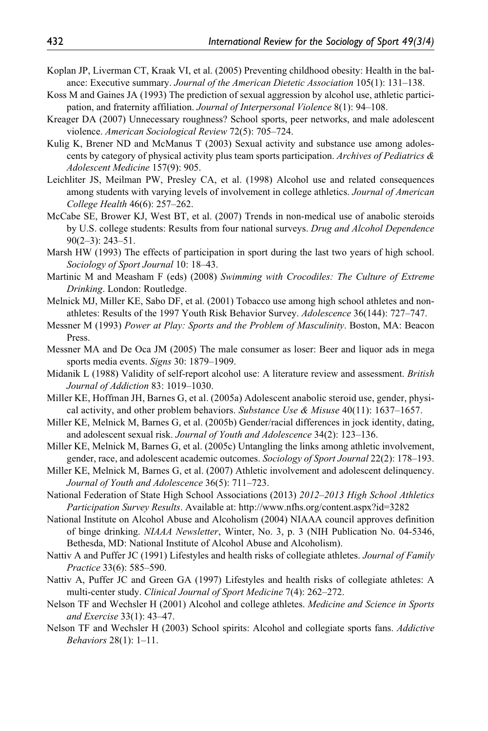Koplan JP, Liverman CT, Kraak VI, et al. (2005) Preventing childhood obesity: Health in the balance: Executive summary. *Journal of the American Dietetic Association* 105(1): 131–138.

Koss M and Gaines JA (1993) The prediction of sexual aggression by alcohol use, athletic participation, and fraternity affiliation. *Journal of Interpersonal Violence* 8(1): 94–108.

Kreager DA (2007) Unnecessary roughness? School sports, peer networks, and male adolescent violence. *American Sociological Review* 72(5): 705–724.

Kulig K, Brener ND and McManus T (2003) Sexual activity and substance use among adolescents by category of physical activity plus team sports participation. *Archives of Pediatrics & Adolescent Medicine* 157(9): 905.

Leichliter JS, Meilman PW, Presley CA, et al. (1998) Alcohol use and related consequences among students with varying levels of involvement in college athletics. *Journal of American College Health* 46(6): 257–262.

McCabe SE, Brower KJ, West BT, et al. (2007) Trends in non-medical use of anabolic steroids by U.S. college students: Results from four national surveys. *Drug and Alcohol Dependence* 90(2–3): 243–51.

Marsh HW (1993) The effects of participation in sport during the last two years of high school. *Sociology of Sport Journal* 10: 18–43.

Martinic M and Measham F (eds) (2008) *Swimming with Crocodiles: The Culture of Extreme Drinking*. London: Routledge.

Melnick MJ, Miller KE, Sabo DF, et al. (2001) Tobacco use among high school athletes and nonathletes: Results of the 1997 Youth Risk Behavior Survey. *Adolescence* 36(144): 727–747.

Messner M (1993) *Power at Play: Sports and the Problem of Masculinity*. Boston, MA: Beacon Press.

Messner MA and De Oca JM (2005) The male consumer as loser: Beer and liquor ads in mega sports media events. *Signs* 30: 1879–1909.

Midanik L (1988) Validity of self-report alcohol use: A literature review and assessment. *British Journal of Addiction* 83: 1019–1030.

Miller KE, Hoffman JH, Barnes G, et al. (2005a) Adolescent anabolic steroid use, gender, physical activity, and other problem behaviors. *Substance Use & Misuse* 40(11): 1637–1657.

Miller KE, Melnick M, Barnes G, et al. (2005b) Gender/racial differences in jock identity, dating, and adolescent sexual risk. *Journal of Youth and Adolescence* 34(2): 123–136.

Miller KE, Melnick M, Barnes G, et al. (2005c) Untangling the links among athletic involvement, gender, race, and adolescent academic outcomes. *Sociology of Sport Journal* 22(2): 178–193.

Miller KE, Melnick M, Barnes G, et al. (2007) Athletic involvement and adolescent delinquency. *Journal of Youth and Adolescence* 36(5): 711–723.

National Federation of State High School Associations (2013) *2012–2013 High School Athletics Participation Survey Results*. Available at: http://www.nfhs.org/content.aspx?id=3282

National Institute on Alcohol Abuse and Alcoholism (2004) NIAAA council approves definition of binge drinking. *NIAAA Newsletter*, Winter, No. 3, p. 3 (NIH Publication No. 04-5346, Bethesda, MD: National Institute of Alcohol Abuse and Alcoholism).

Nattiv A and Puffer JC (1991) Lifestyles and health risks of collegiate athletes. *Journal of Family Practice* 33(6): 585–590.

Nattiv A, Puffer JC and Green GA (1997) Lifestyles and health risks of collegiate athletes: A multi-center study. *Clinical Journal of Sport Medicine* 7(4): 262–272.

Nelson TF and Wechsler H (2001) Alcohol and college athletes. *Medicine and Science in Sports and Exercise* 33(1): 43–47.

Nelson TF and Wechsler H (2003) School spirits: Alcohol and collegiate sports fans. *Addictive Behaviors* 28(1): 1–11.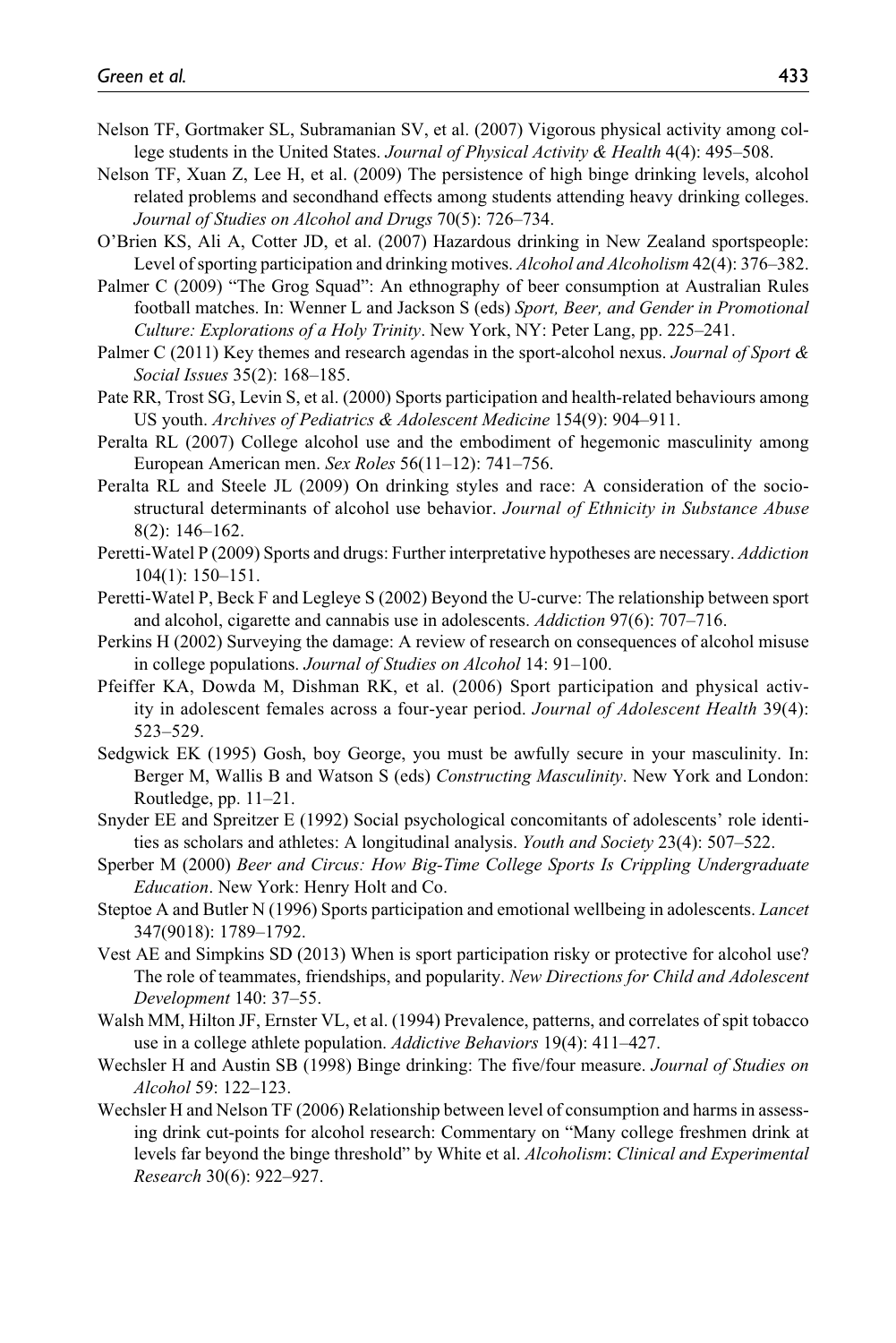Nelson TF, Gortmaker SL, Subramanian SV, et al. (2007) Vigorous physical activity among college students in the United States. *Journal of Physical Activity & Health* 4(4): 495–508.

Nelson TF, Xuan Z, Lee H, et al. (2009) The persistence of high binge drinking levels, alcohol related problems and secondhand effects among students attending heavy drinking colleges. *Journal of Studies on Alcohol and Drugs* 70(5): 726–734.

O'Brien KS, Ali A, Cotter JD, et al. (2007) Hazardous drinking in New Zealand sportspeople: Level of sporting participation and drinking motives. *Alcohol and Alcoholism* 42(4): 376–382.

Palmer C (2009) "The Grog Squad": An ethnography of beer consumption at Australian Rules football matches. In: Wenner L and Jackson S (eds) *Sport, Beer, and Gender in Promotional Culture: Explorations of a Holy Trinity*. New York, NY: Peter Lang, pp. 225–241.

Palmer C (2011) Key themes and research agendas in the sport-alcohol nexus. *Journal of Sport & Social Issues* 35(2): 168–185.

Pate RR, Trost SG, Levin S, et al. (2000) Sports participation and health-related behaviours among US youth. *Archives of Pediatrics & Adolescent Medicine* 154(9): 904–911.

Peralta RL (2007) College alcohol use and the embodiment of hegemonic masculinity among European American men. *Sex Roles* 56(11–12): 741–756.

Peralta RL and Steele JL (2009) On drinking styles and race: A consideration of the socio-structural determinants of alcohol use behavior. *Journal of Ethnicity in Substance Abuse* 8(2): 146–162.

Peretti-Watel P (2009) Sports and drugs: Further interpretative hypotheses are necessary. *Addiction* 104(1): 150–151.

Peretti-Watel P, Beck F and Legleye S (2002) Beyond the U-curve: The relationship between sport and alcohol, cigarette and cannabis use in adolescents. *Addiction* 97(6): 707–716.

Perkins H (2002) Surveying the damage: A review of research on consequences of alcohol misuse in college populations. *Journal of Studies on Alcohol* 14: 91–100.

Pfeiffer KA, Dowda M, Dishman RK, et al. (2006) Sport participation and physical activity in adolescent females across a four-year period. *Journal of Adolescent Health* 39(4): 523–529.

Sedgwick EK (1995) Gosh, boy George, you must be awfully secure in your masculinity. In: Berger M, Wallis B and Watson S (eds) *Constructing Masculinity*. New York and London: Routledge, pp. 11–21.

Snyder EE and Spreitzer E (1992) Social psychological concomitants of adolescents' role identities as scholars and athletes: A longitudinal analysis. *Youth and Society* 23(4): 507–522.

Sperber M (2000) *Beer and Circus: How Big-Time College Sports Is Crippling Undergraduate Education*. New York: Henry Holt and Co.

Steptoe A and Butler N (1996) Sports participation and emotional wellbeing in adolescents. *Lancet* 347(9018): 1789–1792.

Vest AE and Simpkins SD (2013) When is sport participation risky or protective for alcohol use? The role of teammates, friendships, and popularity. *New Directions for Child and Adolescent Development* 140: 37–55.

Walsh MM, Hilton JF, Ernster VL, et al. (1994) Prevalence, patterns, and correlates of spit tobacco use in a college athlete population. *Addictive Behaviors* 19(4): 411–427.

Wechsler H and Austin SB (1998) Binge drinking: The five/four measure. *Journal of Studies on Alcohol* 59: 122–123.

Wechsler H and Nelson TF (2006) Relationship between level of consumption and harms in assessing drink cut-points for alcohol research: Commentary on "Many college freshmen drink at levels far beyond the binge threshold" by White et al. *Alcoholism*: *Clinical and Experimental Research* 30(6): 922–927.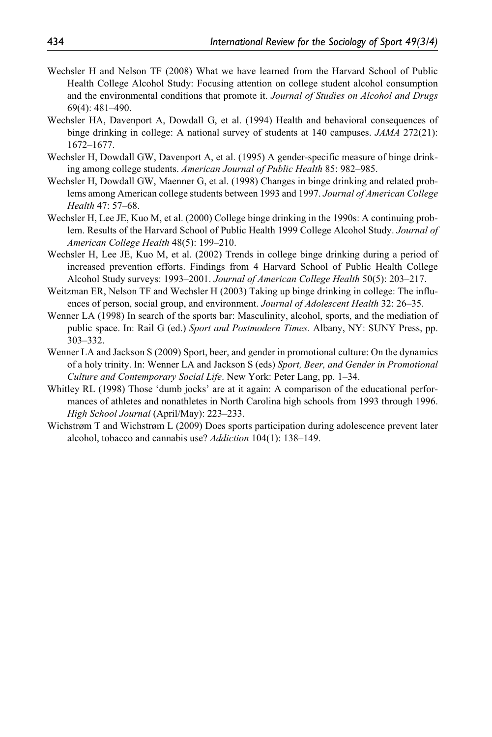Wechsler H and Nelson TF (2008) What we have learned from the Harvard School of Public Health College Alcohol Study: Focusing attention on college student alcohol consumption and the environmental conditions that promote it. *Journal of Studies on Alcohol and Drugs* 69(4): 481–490.

Wechsler HA, Davenport A, Dowdall G, et al. (1994) Health and behavioral consequences of binge drinking in college: A national survey of students at 140 campuses. *JAMA* 272(21): 1672–1677.

Wechsler H, Dowdall GW, Davenport A, et al. (1995) A gender-specific measure of binge drinking among college students. *American Journal of Public Health* 85: 982–985.

Wechsler H, Dowdall GW, Maenner G, et al. (1998) Changes in binge drinking and related problems among American college students between 1993 and 1997. *Journal of American College Health* 47: 57–68.

Wechsler H, Lee JE, Kuo M, et al. (2000) College binge drinking in the 1990s: A continuing problem. Results of the Harvard School of Public Health 1999 College Alcohol Study. *Journal of American College Health* 48(5): 199–210.

Wechsler H, Lee JE, Kuo M, et al. (2002) Trends in college binge drinking during a period of increased prevention efforts. Findings from 4 Harvard School of Public Health College Alcohol Study surveys: 1993–2001. *Journal of American College Health* 50(5): 203–217.

Weitzman ER, Nelson TF and Wechsler H (2003) Taking up binge drinking in college: The influences of person, social group, and environment. *Journal of Adolescent Health* 32: 26–35.

Wenner LA (1998) In search of the sports bar: Masculinity, alcohol, sports, and the mediation of public space. In: Rail G (ed.) *Sport and Postmodern Times*. Albany, NY: SUNY Press, pp. 303–332.

Wenner LA and Jackson S (2009) Sport, beer, and gender in promotional culture: On the dynamics of a holy trinity. In: Wenner LA and Jackson S (eds) *Sport, Beer, and Gender in Promotional Culture and Contemporary Social Life*. New York: Peter Lang, pp. 1–34.

Whitley RL (1998) Those 'dumb jocks' are at it again: A comparison of the educational performances of athletes and nonathletes in North Carolina high schools from 1993 through 1996. *High School Journal* (April/May): 223–233.

Wichstrøm T and Wichstrøm L (2009) Does sports participation during adolescence prevent later alcohol, tobacco and cannabis use? *Addiction* 104(1): 138–149.